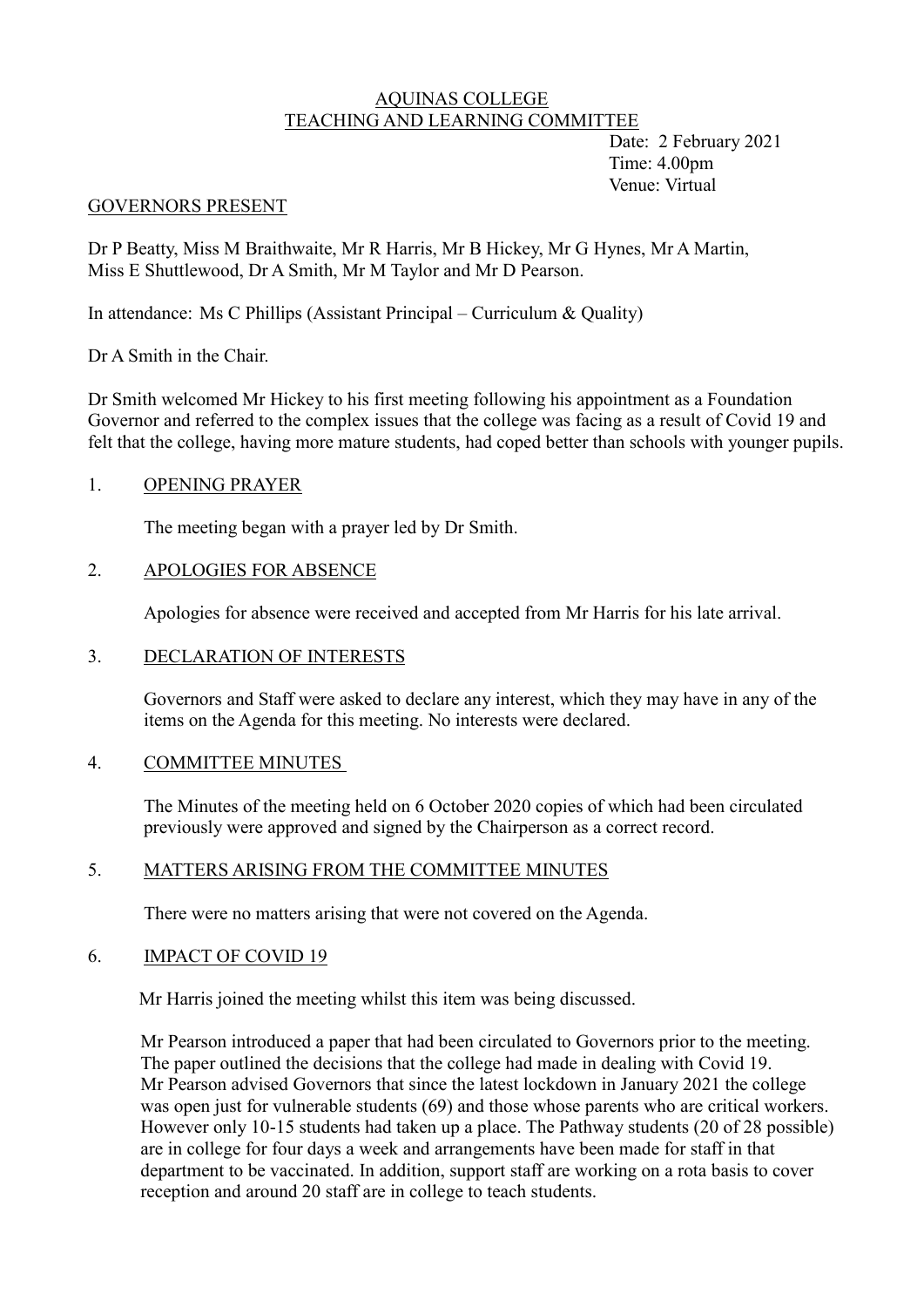# AQUINAS COLLEGE
## TEACHING AND LEARNING COMMITTEE

Date: 2 February 2021
Time: 4.00pm
Venue: Virtual

### GOVERNORS PRESENT

Dr P Beatty, Miss M Braithwaite, Mr R Harris, Mr B Hickey, Mr G Hynes, Mr A Martin, Miss E Shuttlewood, Dr A Smith, Mr M Taylor and Mr D Pearson.

In attendance: Ms C Phillips (Assistant Principal – Curriculum & Quality)

Dr A Smith in the Chair.

Dr Smith welcomed Mr Hickey to his first meeting following his appointment as a Foundation Governor and referred to the complex issues that the college was facing as a result of Covid 19 and felt that the college, having more mature students, had coped better than schools with younger pupils.

### 1. OPENING PRAYER

The meeting began with a prayer led by Dr Smith.

### 2. APOLOGIES FOR ABSENCE

Apologies for absence were received and accepted from Mr Harris for his late arrival.

### 3. DECLARATION OF INTERESTS

Governors and Staff were asked to declare any interest, which they may have in any of the items on the Agenda for this meeting. No interests were declared.

### 4. COMMITTEE MINUTES

The Minutes of the meeting held on 6 October 2020 copies of which had been circulated previously were approved and signed by the Chairperson as a correct record.

### 5. MATTERS ARISING FROM THE COMMITTEE MINUTES

There were no matters arising that were not covered on the Agenda.

### 6. IMPACT OF COVID 19

Mr Harris joined the meeting whilst this item was being discussed.

Mr Pearson introduced a paper that had been circulated to Governors prior to the meeting. The paper outlined the decisions that the college had made in dealing with Covid 19. Mr Pearson advised Governors that since the latest lockdown in January 2021 the college was open just for vulnerable students (69) and those whose parents who are critical workers. However only 10-15 students had taken up a place. The Pathway students (20 of 28 possible) are in college for four days a week and arrangements have been made for staff in that department to be vaccinated. In addition, support staff are working on a rota basis to cover reception and around 20 staff are in college to teach students.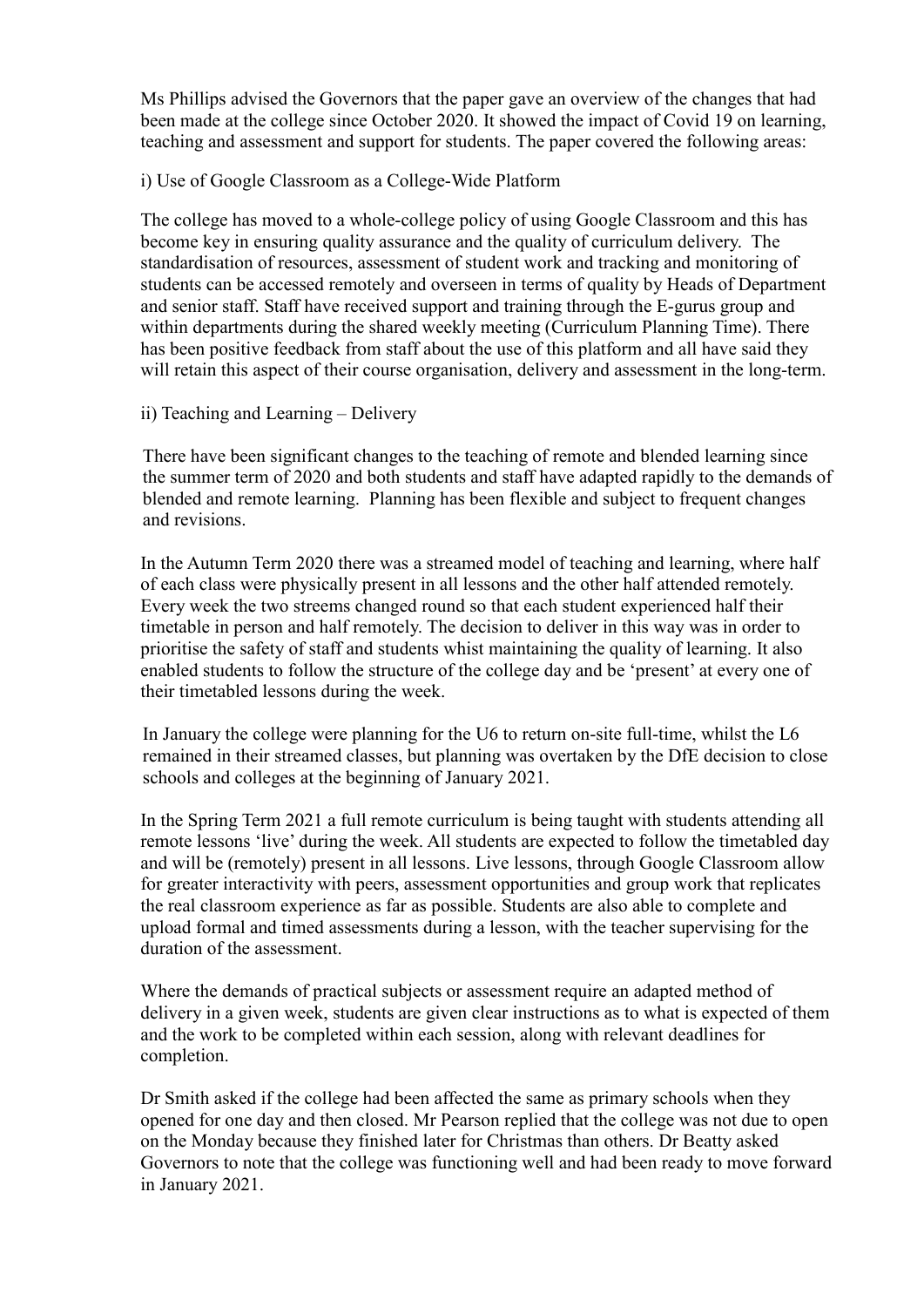Ms Phillips advised the Governors that the paper gave an overview of the changes that had been made at the college since October 2020. It showed the impact of Covid 19 on learning, teaching and assessment and support for students. The paper covered the following areas:

i) Use of Google Classroom as a College-Wide Platform

The college has moved to a whole-college policy of using Google Classroom and this has become key in ensuring quality assurance and the quality of curriculum delivery. The standardisation of resources, assessment of student work and tracking and monitoring of students can be accessed remotely and overseen in terms of quality by Heads of Department and senior staff. Staff have received support and training through the E-gurus group and within departments during the shared weekly meeting (Curriculum Planning Time). There has been positive feedback from staff about the use of this platform and all have said they will retain this aspect of their course organisation, delivery and assessment in the long-term.

ii) Teaching and Learning – Delivery

There have been significant changes to the teaching of remote and blended learning since the summer term of 2020 and both students and staff have adapted rapidly to the demands of blended and remote learning. Planning has been flexible and subject to frequent changes and revisions.

In the Autumn Term 2020 there was a streamed model of teaching and learning, where half of each class were physically present in all lessons and the other half attended remotely. Every week the two streems changed round so that each student experienced half their timetable in person and half remotely. The decision to deliver in this way was in order to prioritise the safety of staff and students whist maintaining the quality of learning. It also enabled students to follow the structure of the college day and be 'present' at every one of their timetabled lessons during the week.

In January the college were planning for the U6 to return on-site full-time, whilst the L6 remained in their streamed classes, but planning was overtaken by the DfE decision to close schools and colleges at the beginning of January 2021.

In the Spring Term 2021 a full remote curriculum is being taught with students attending all remote lessons 'live' during the week. All students are expected to follow the timetabled day and will be (remotely) present in all lessons. Live lessons, through Google Classroom allow for greater interactivity with peers, assessment opportunities and group work that replicates the real classroom experience as far as possible. Students are also able to complete and upload formal and timed assessments during a lesson, with the teacher supervising for the duration of the assessment.

Where the demands of practical subjects or assessment require an adapted method of delivery in a given week, students are given clear instructions as to what is expected of them and the work to be completed within each session, along with relevant deadlines for completion.

Dr Smith asked if the college had been affected the same as primary schools when they opened for one day and then closed. Mr Pearson replied that the college was not due to open on the Monday because they finished later for Christmas than others. Dr Beatty asked Governors to note that the college was functioning well and had been ready to move forward in January 2021.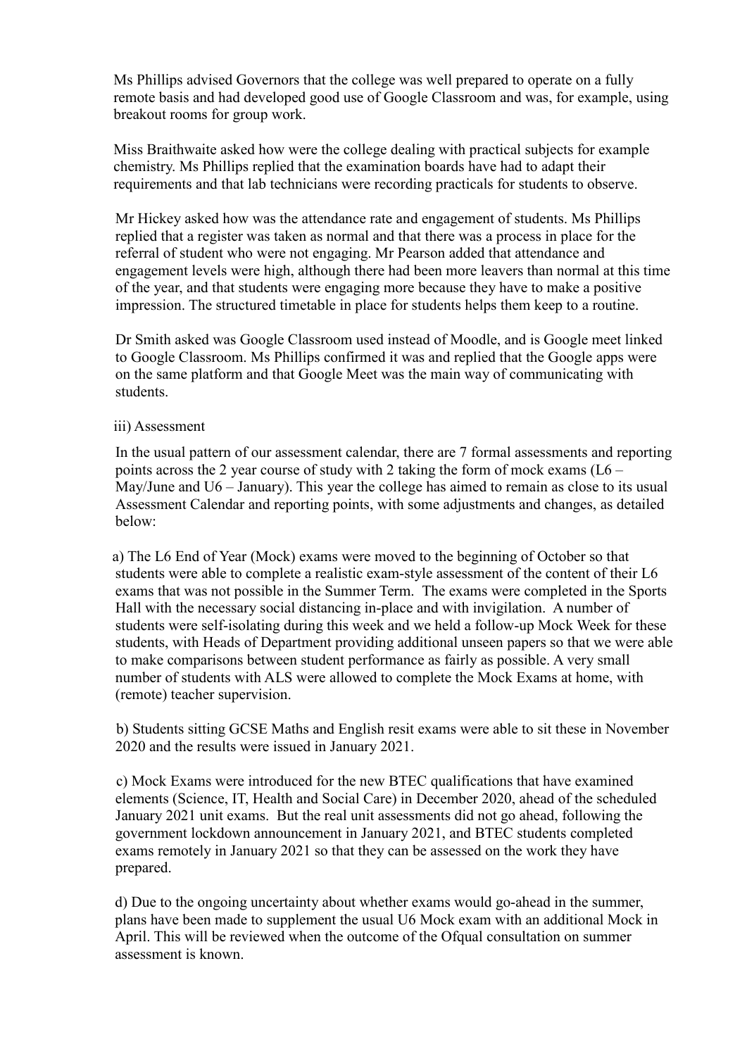Ms Phillips advised Governors that the college was well prepared to operate on a fully remote basis and had developed good use of Google Classroom and was, for example, using breakout rooms for group work.

Miss Braithwaite asked how were the college dealing with practical subjects for example chemistry. Ms Phillips replied that the examination boards have had to adapt their requirements and that lab technicians were recording practicals for students to observe.

Mr Hickey asked how was the attendance rate and engagement of students. Ms Phillips replied that a register was taken as normal and that there was a process in place for the referral of student who were not engaging. Mr Pearson added that attendance and engagement levels were high, although there had been more leavers than normal at this time of the year, and that students were engaging more because they have to make a positive impression. The structured timetable in place for students helps them keep to a routine.

Dr Smith asked was Google Classroom used instead of Moodle, and is Google meet linked to Google Classroom. Ms Phillips confirmed it was and replied that the Google apps were on the same platform and that Google Meet was the main way of communicating with students.

iii) Assessment

In the usual pattern of our assessment calendar, there are 7 formal assessments and reporting points across the 2 year course of study with 2 taking the form of mock exams (L6 – May/June and U6 – January). This year the college has aimed to remain as close to its usual Assessment Calendar and reporting points, with some adjustments and changes, as detailed below:

a) The L6 End of Year (Mock) exams were moved to the beginning of October so that students were able to complete a realistic exam-style assessment of the content of their L6 exams that was not possible in the Summer Term. The exams were completed in the Sports Hall with the necessary social distancing in-place and with invigilation. A number of students were self-isolating during this week and we held a follow-up Mock Week for these students, with Heads of Department providing additional unseen papers so that we were able to make comparisons between student performance as fairly as possible. A very small number of students with ALS were allowed to complete the Mock Exams at home, with (remote) teacher supervision.

b) Students sitting GCSE Maths and English resit exams were able to sit these in November 2020 and the results were issued in January 2021.

c) Mock Exams were introduced for the new BTEC qualifications that have examined elements (Science, IT, Health and Social Care) in December 2020, ahead of the scheduled January 2021 unit exams. But the real unit assessments did not go ahead, following the government lockdown announcement in January 2021, and BTEC students completed exams remotely in January 2021 so that they can be assessed on the work they have prepared.

d) Due to the ongoing uncertainty about whether exams would go-ahead in the summer, plans have been made to supplement the usual U6 Mock exam with an additional Mock in April. This will be reviewed when the outcome of the Ofqual consultation on summer assessment is known.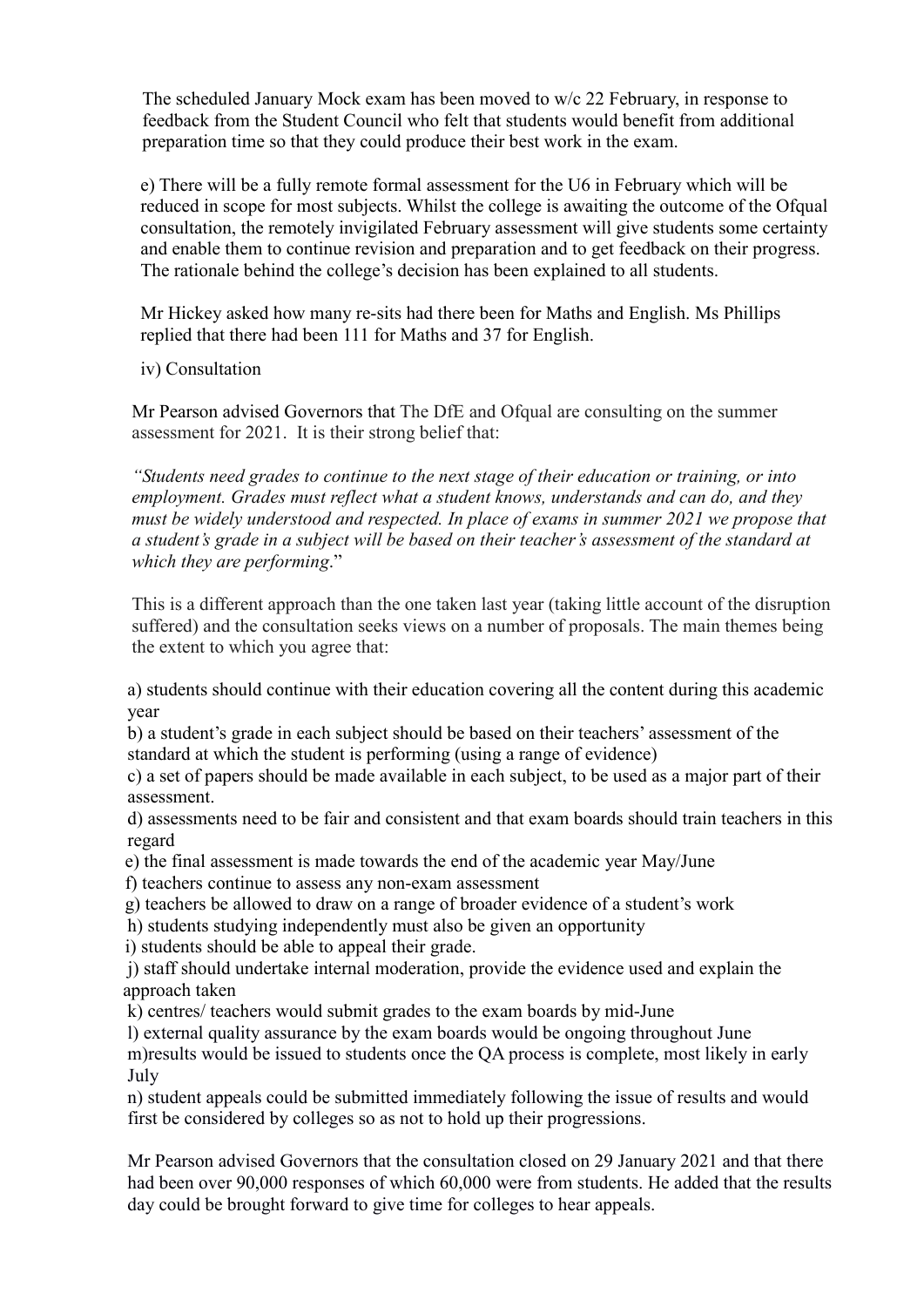The scheduled January Mock exam has been moved to w/c 22 February, in response to feedback from the Student Council who felt that students would benefit from additional preparation time so that they could produce their best work in the exam.

e) There will be a fully remote formal assessment for the U6 in February which will be reduced in scope for most subjects. Whilst the college is awaiting the outcome of the Ofqual consultation, the remotely invigilated February assessment will give students some certainty and enable them to continue revision and preparation and to get feedback on their progress. The rationale behind the college's decision has been explained to all students.

Mr Hickey asked how many re-sits had there been for Maths and English. Ms Phillips replied that there had been 111 for Maths and 37 for English.

iv) Consultation

Mr Pearson advised Governors that The DfE and Ofqual are consulting on the summer assessment for 2021. It is their strong belief that:

*"Students need grades to continue to the next stage of their education or training, or into employment. Grades must reflect what a student knows, understands and can do, and they must be widely understood and respected. In place of exams in summer 2021 we propose that a student's grade in a subject will be based on their teacher's assessment of the standard at which they are performing*."

This is a different approach than the one taken last year (taking little account of the disruption suffered) and the consultation seeks views on a number of proposals. The main themes being the extent to which you agree that:

a) students should continue with their education covering all the content during this academic year
b) a student's grade in each subject should be based on their teachers' assessment of the standard at which the student is performing (using a range of evidence)
c) a set of papers should be made available in each subject, to be used as a major part of their assessment.
d) assessments need to be fair and consistent and that exam boards should train teachers in this regard
e) the final assessment is made towards the end of the academic year May/June
f) teachers continue to assess any non-exam assessment
g) teachers be allowed to draw on a range of broader evidence of a student's work
h) students studying independently must also be given an opportunity
i) students should be able to appeal their grade.
j) staff should undertake internal moderation, provide the evidence used and explain the approach taken
k) centres/ teachers would submit grades to the exam boards by mid-June
l) external quality assurance by the exam boards would be ongoing throughout June
m)results would be issued to students once the QA process is complete, most likely in early July
n) student appeals could be submitted immediately following the issue of results and would first be considered by colleges so as not to hold up their progressions.

Mr Pearson advised Governors that the consultation closed on 29 January 2021 and that there had been over 90,000 responses of which 60,000 were from students. He added that the results day could be brought forward to give time for colleges to hear appeals.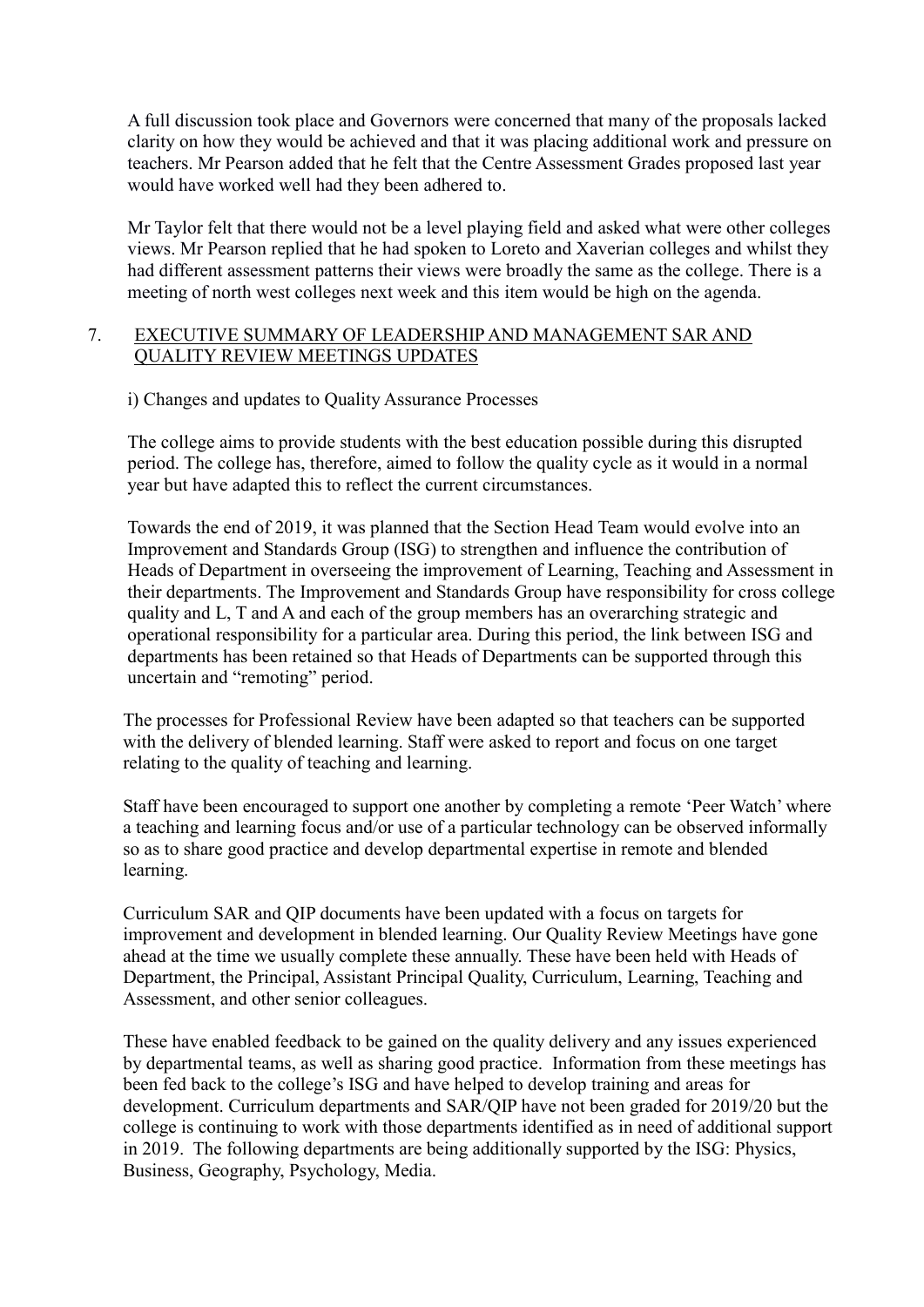A full discussion took place and Governors were concerned that many of the proposals lacked clarity on how they would be achieved and that it was placing additional work and pressure on teachers. Mr Pearson added that he felt that the Centre Assessment Grades proposed last year would have worked well had they been adhered to.

Mr Taylor felt that there would not be a level playing field and asked what were other colleges views. Mr Pearson replied that he had spoken to Loreto and Xaverian colleges and whilst they had different assessment patterns their views were broadly the same as the college. There is a meeting of north west colleges next week and this item would be high on the agenda.

7. EXECUTIVE SUMMARY OF LEADERSHIP AND MANAGEMENT SAR AND QUALITY REVIEW MEETINGS UPDATES

i) Changes and updates to Quality Assurance Processes

The college aims to provide students with the best education possible during this disrupted period. The college has, therefore, aimed to follow the quality cycle as it would in a normal year but have adapted this to reflect the current circumstances.

Towards the end of 2019, it was planned that the Section Head Team would evolve into an Improvement and Standards Group (ISG) to strengthen and influence the contribution of Heads of Department in overseeing the improvement of Learning, Teaching and Assessment in their departments. The Improvement and Standards Group have responsibility for cross college quality and L, T and A and each of the group members has an overarching strategic and operational responsibility for a particular area. During this period, the link between ISG and departments has been retained so that Heads of Departments can be supported through this uncertain and "remoting" period.

The processes for Professional Review have been adapted so that teachers can be supported with the delivery of blended learning. Staff were asked to report and focus on one target relating to the quality of teaching and learning.

Staff have been encouraged to support one another by completing a remote 'Peer Watch' where a teaching and learning focus and/or use of a particular technology can be observed informally so as to share good practice and develop departmental expertise in remote and blended learning.

Curriculum SAR and QIP documents have been updated with a focus on targets for improvement and development in blended learning. Our Quality Review Meetings have gone ahead at the time we usually complete these annually. These have been held with Heads of Department, the Principal, Assistant Principal Quality, Curriculum, Learning, Teaching and Assessment, and other senior colleagues.

These have enabled feedback to be gained on the quality delivery and any issues experienced by departmental teams, as well as sharing good practice. Information from these meetings has been fed back to the college's ISG and have helped to develop training and areas for development. Curriculum departments and SAR/QIP have not been graded for 2019/20 but the college is continuing to work with those departments identified as in need of additional support in 2019. The following departments are being additionally supported by the ISG: Physics, Business, Geography, Psychology, Media.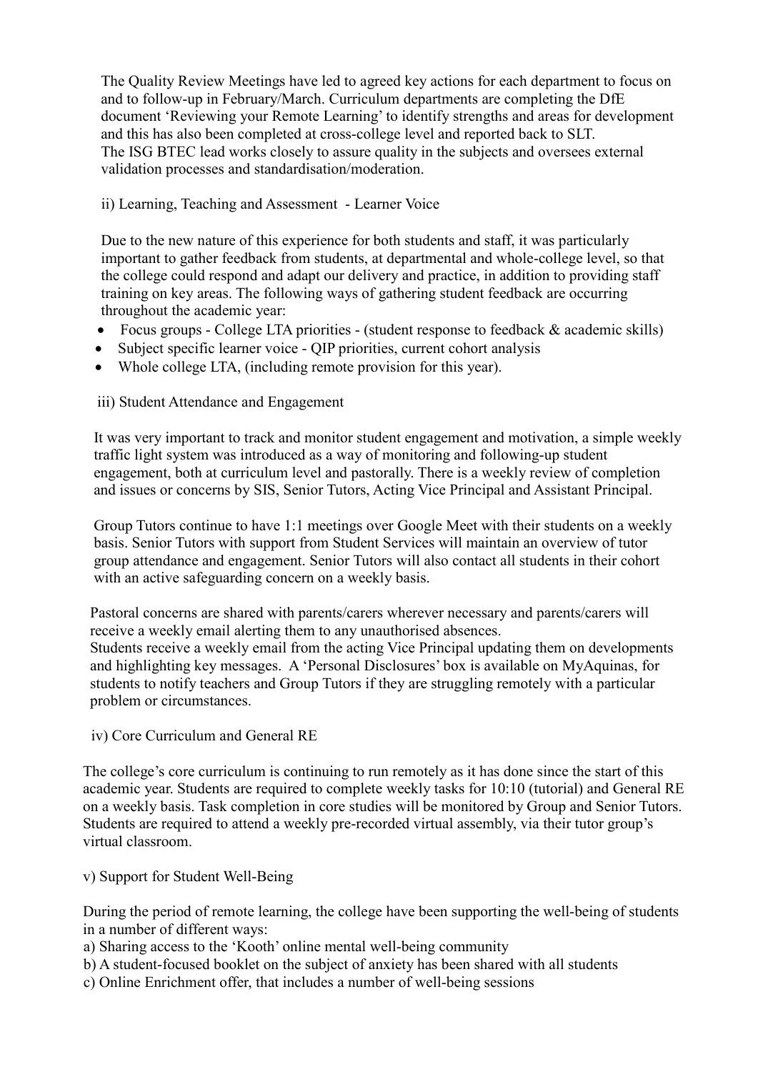The Quality Review Meetings have led to agreed key actions for each department to focus on and to follow-up in February/March. Curriculum departments are completing the DfE document 'Reviewing your Remote Learning' to identify strengths and areas for development and this has also been completed at cross-college level and reported back to SLT.
The ISG BTEC lead works closely to assure quality in the subjects and oversees external validation processes and standardisation/moderation.

ii) Learning, Teaching and Assessment - Learner Voice

Due to the new nature of this experience for both students and staff, it was particularly important to gather feedback from students, at departmental and whole-college level, so that the college could respond and adapt our delivery and practice, in addition to providing staff training on key areas. The following ways of gathering student feedback are occurring throughout the academic year:

- Focus groups - College LTA priorities - (student response to feedback & academic skills)
- Subject specific learner voice - QIP priorities, current cohort analysis
- Whole college LTA, (including remote provision for this year).

iii) Student Attendance and Engagement

It was very important to track and monitor student engagement and motivation, a simple weekly traffic light system was introduced as a way of monitoring and following-up student engagement, both at curriculum level and pastorally. There is a weekly review of completion and issues or concerns by SIS, Senior Tutors, Acting Vice Principal and Assistant Principal.

Group Tutors continue to have 1:1 meetings over Google Meet with their students on a weekly basis. Senior Tutors with support from Student Services will maintain an overview of tutor group attendance and engagement. Senior Tutors will also contact all students in their cohort with an active safeguarding concern on a weekly basis.

Pastoral concerns are shared with parents/carers wherever necessary and parents/carers will receive a weekly email alerting them to any unauthorised absences.
Students receive a weekly email from the acting Vice Principal updating them on developments and highlighting key messages. A 'Personal Disclosures' box is available on MyAquinas, for students to notify teachers and Group Tutors if they are struggling remotely with a particular problem or circumstances.

iv) Core Curriculum and General RE

The college's core curriculum is continuing to run remotely as it has done since the start of this academic year. Students are required to complete weekly tasks for 10:10 (tutorial) and General RE on a weekly basis. Task completion in core studies will be monitored by Group and Senior Tutors. Students are required to attend a weekly pre-recorded virtual assembly, via their tutor group's virtual classroom.

v) Support for Student Well-Being

During the period of remote learning, the college have been supporting the well-being of students in a number of different ways:

a) Sharing access to the 'Kooth' online mental well-being community
b) A student-focused booklet on the subject of anxiety has been shared with all students
c) Online Enrichment offer, that includes a number of well-being sessions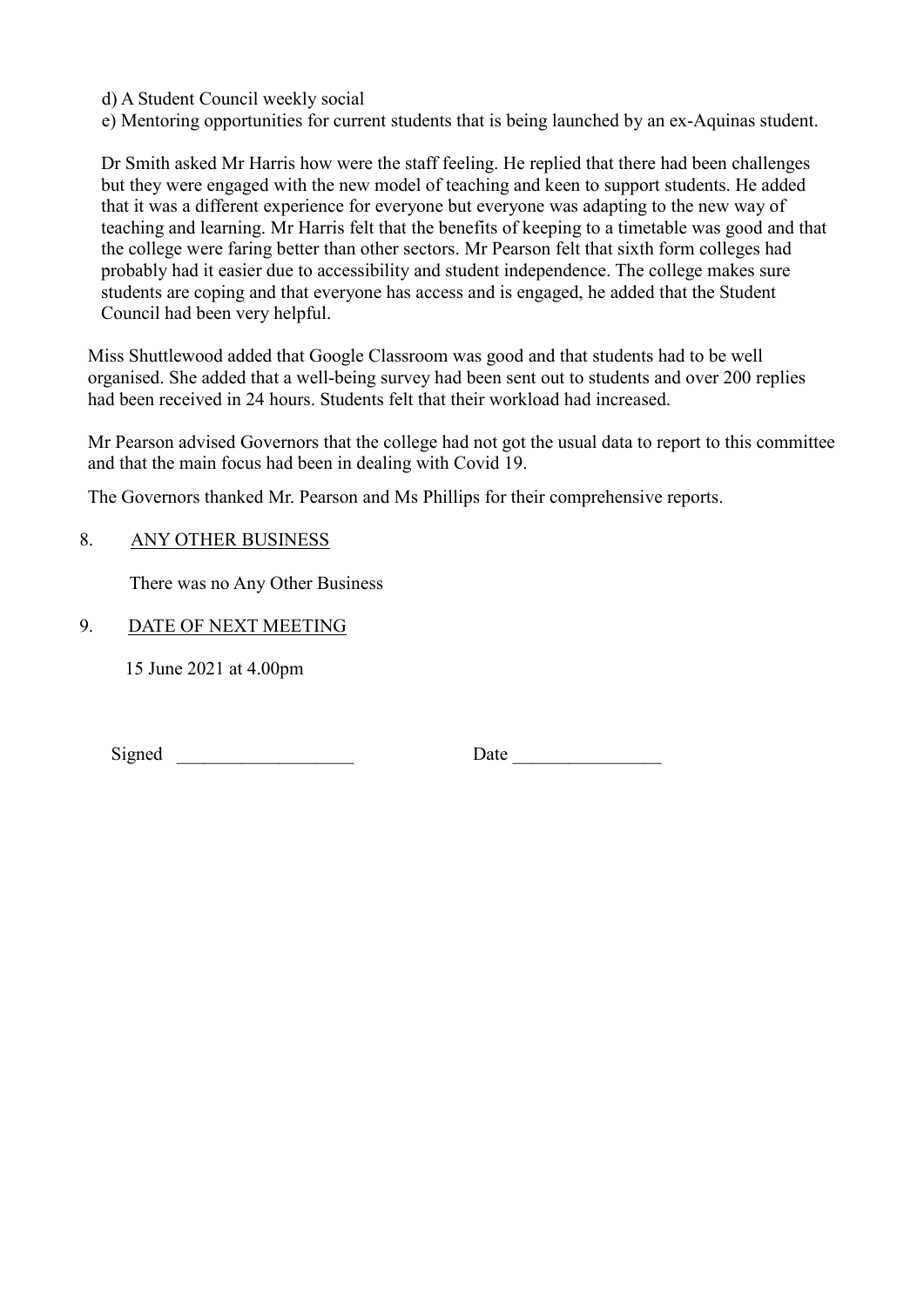d) A Student Council weekly social

e) Mentoring opportunities for current students that is being launched by an ex-Aquinas student.

Dr Smith asked Mr Harris how were the staff feeling. He replied that there had been challenges but they were engaged with the new model of teaching and keen to support students. He added that it was a different experience for everyone but everyone was adapting to the new way of teaching and learning. Mr Harris felt that the benefits of keeping to a timetable was good and that the college were faring better than other sectors. Mr Pearson felt that sixth form colleges had probably had it easier due to accessibility and student independence. The college makes sure students are coping and that everyone has access and is engaged, he added that the Student Council had been very helpful.

Miss Shuttlewood added that Google Classroom was good and that students had to be well organised. She added that a well-being survey had been sent out to students and over 200 replies had been received in 24 hours. Students felt that their workload had increased.

Mr Pearson advised Governors that the college had not got the usual data to report to this committee and that the main focus had been in dealing with Covid 19.

The Governors thanked Mr. Pearson and Ms Phillips for their comprehensive reports.

## 8. ANY OTHER BUSINESS

There was no Any Other Business

## 9. DATE OF NEXT MEETING

15 June 2021 at 4.00pm

Signed ___________________ Date ________________